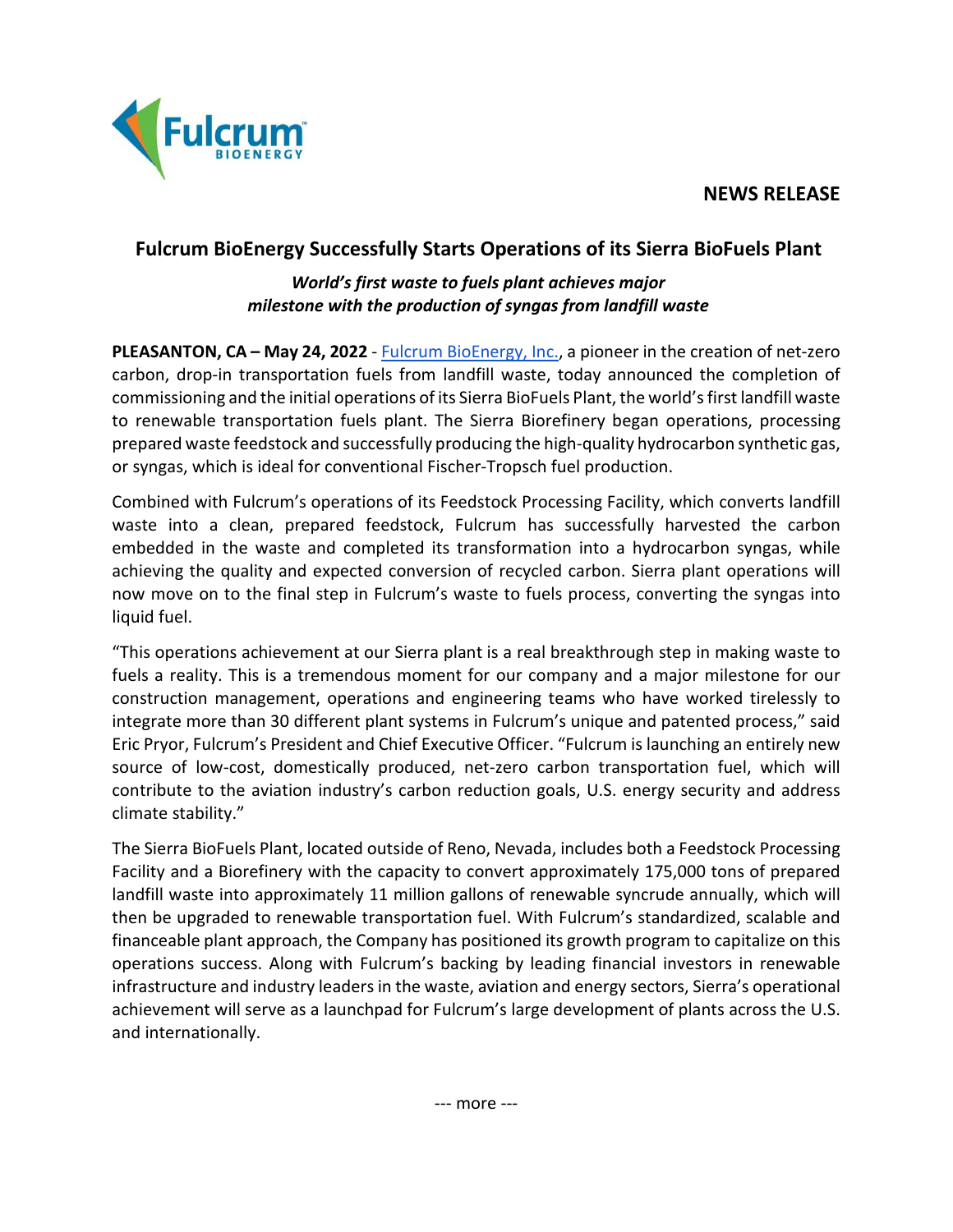**NEWS RELEASE**

# Fulcrum BioEnergy Successfully Starts Operations of its Sierra BioFuels Plant

***World's first waste to fuels plant achieves major milestone with the production of syngas from landfill waste***

**PLEASANTON, CA – May 24, 2022** - Fulcrum BioEnergy, Inc., a pioneer in the creation of net-zero carbon, drop-in transportation fuels from landfill waste, today announced the completion of commissioning and the initial operations of its Sierra BioFuels Plant, the world's first landfill waste to renewable transportation fuels plant. The Sierra Biorefinery began operations, processing prepared waste feedstock and successfully producing the high-quality hydrocarbon synthetic gas, or syngas, which is ideal for conventional Fischer-Tropsch fuel production.

Combined with Fulcrum's operations of its Feedstock Processing Facility, which converts landfill waste into a clean, prepared feedstock, Fulcrum has successfully harvested the carbon embedded in the waste and completed its transformation into a hydrocarbon syngas, while achieving the quality and expected conversion of recycled carbon. Sierra plant operations will now move on to the final step in Fulcrum's waste to fuels process, converting the syngas into liquid fuel.

"This operations achievement at our Sierra plant is a real breakthrough step in making waste to fuels a reality. This is a tremendous moment for our company and a major milestone for our construction management, operations and engineering teams who have worked tirelessly to integrate more than 30 different plant systems in Fulcrum's unique and patented process," said Eric Pryor, Fulcrum's President and Chief Executive Officer. "Fulcrum is launching an entirely new source of low-cost, domestically produced, net-zero carbon transportation fuel, which will contribute to the aviation industry's carbon reduction goals, U.S. energy security and address climate stability."

The Sierra BioFuels Plant, located outside of Reno, Nevada, includes both a Feedstock Processing Facility and a Biorefinery with the capacity to convert approximately 175,000 tons of prepared landfill waste into approximately 11 million gallons of renewable syncrude annually, which will then be upgraded to renewable transportation fuel. With Fulcrum's standardized, scalable and financeable plant approach, the Company has positioned its growth program to capitalize on this operations success. Along with Fulcrum's backing by leading financial investors in renewable infrastructure and industry leaders in the waste, aviation and energy sectors, Sierra's operational achievement will serve as a launchpad for Fulcrum's large development of plants across the U.S. and internationally.

--- more ---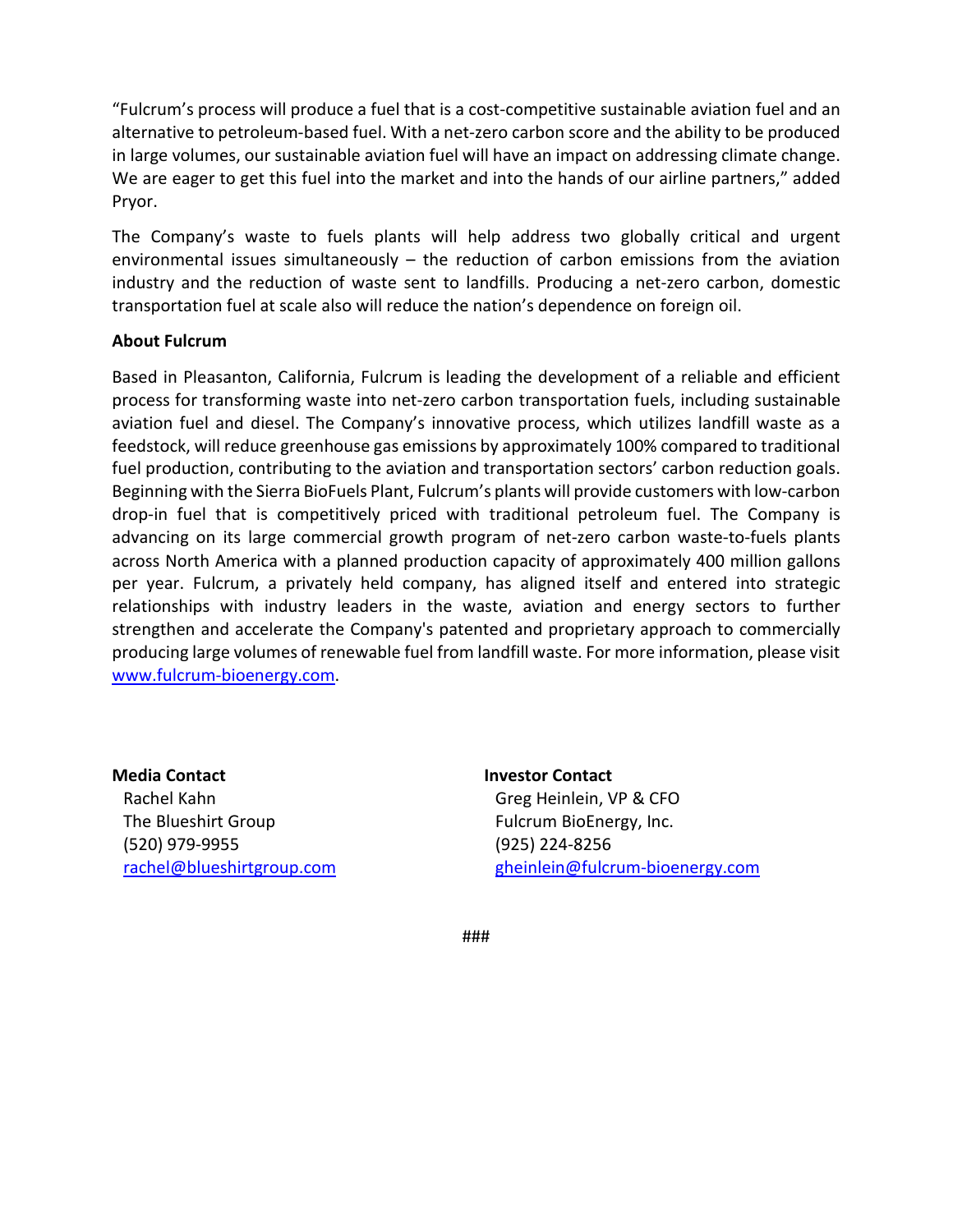"Fulcrum's process will produce a fuel that is a cost-competitive sustainable aviation fuel and an alternative to petroleum-based fuel. With a net-zero carbon score and the ability to be produced in large volumes, our sustainable aviation fuel will have an impact on addressing climate change. We are eager to get this fuel into the market and into the hands of our airline partners," added Pryor.

The Company's waste to fuels plants will help address two globally critical and urgent environmental issues simultaneously – the reduction of carbon emissions from the aviation industry and the reduction of waste sent to landfills. Producing a net-zero carbon, domestic transportation fuel at scale also will reduce the nation's dependence on foreign oil.

**About Fulcrum**

Based in Pleasanton, California, Fulcrum is leading the development of a reliable and efficient process for transforming waste into net-zero carbon transportation fuels, including sustainable aviation fuel and diesel. The Company's innovative process, which utilizes landfill waste as a feedstock, will reduce greenhouse gas emissions by approximately 100% compared to traditional fuel production, contributing to the aviation and transportation sectors' carbon reduction goals. Beginning with the Sierra BioFuels Plant, Fulcrum's plants will provide customers with low-carbon drop-in fuel that is competitively priced with traditional petroleum fuel. The Company is advancing on its large commercial growth program of net-zero carbon waste-to-fuels plants across North America with a planned production capacity of approximately 400 million gallons per year. Fulcrum, a privately held company, has aligned itself and entered into strategic relationships with industry leaders in the waste, aviation and energy sectors to further strengthen and accelerate the Company's patented and proprietary approach to commercially producing large volumes of renewable fuel from landfill waste. For more information, please visit www.fulcrum-bioenergy.com.

**Media Contact**
Rachel Kahn
The Blueshirt Group
(520) 979-9955
rachel@blueshirtgroup.com

**Investor Contact**
Greg Heinlein, VP & CFO
Fulcrum BioEnergy, Inc.
(925) 224-8256
gheinlein@fulcrum-bioenergy.com

###